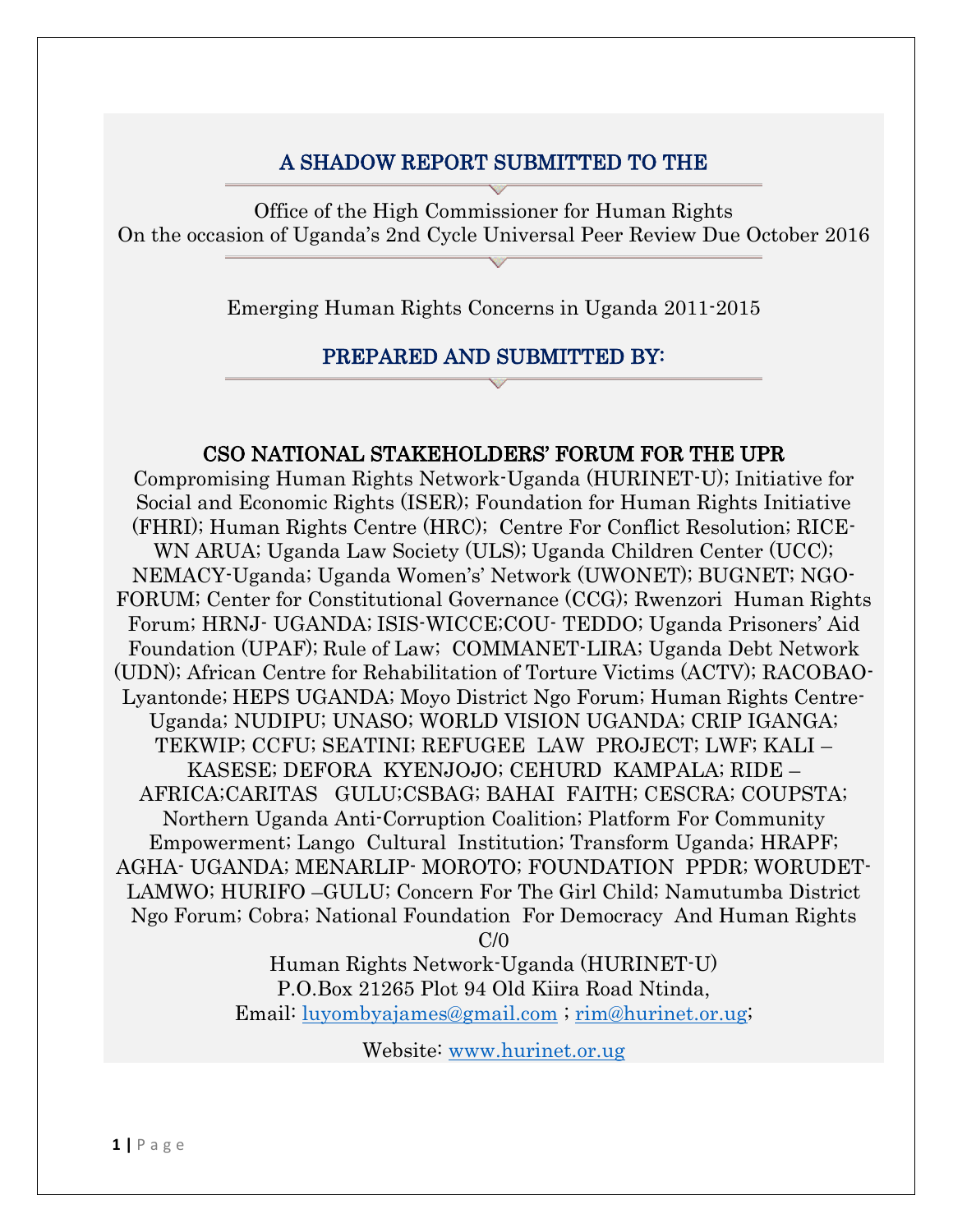## A SHADOW REPORT SUBMITTED TO THE

Office of the High Commissioner for Human Rights
On the occasion of Uganda's 2nd Cycle Universal Peer Review Due October 2016

Emerging Human Rights Concerns in Uganda 2011-2015

## PREPARED AND SUBMITTED BY:

### CSO NATIONAL STAKEHOLDERS' FORUM FOR THE UPR

Compromising Human Rights Network-Uganda (HURINET-U); Initiative for Social and Economic Rights (ISER); Foundation for Human Rights Initiative (FHRI); Human Rights Centre (HRC); Centre For Conflict Resolution; RICE-WN ARUA; Uganda Law Society (ULS); Uganda Children Center (UCC); NEMACY-Uganda; Uganda Women's' Network (UWONET); BUGNET; NGO-FORUM; Center for Constitutional Governance (CCG); Rwenzori Human Rights Forum; HRNJ- UGANDA; ISIS-WICCE;COU- TEDDO; Uganda Prisoners' Aid Foundation (UPAF); Rule of Law; COMMANET-LIRA; Uganda Debt Network (UDN); African Centre for Rehabilitation of Torture Victims (ACTV); RACOBAO-Lyantonde; HEPS UGANDA; Moyo District Ngo Forum; Human Rights Centre-Uganda; NUDIPU; UNASO; WORLD VISION UGANDA; CRIP IGANGA; TEKWIP; CCFU; SEATINI; REFUGEE LAW PROJECT; LWF; KALI – KASESE; DEFORA KYENJOJO; CEHURD KAMPALA; RIDE – AFRICA;CARITAS GULU;CSBAG; BAHAI FAITH; CESCRA; COUPSTA; Northern Uganda Anti-Corruption Coalition; Platform For Community Empowerment; Lango Cultural Institution; Transform Uganda; HRAPF; AGHA- UGANDA; MENARLIP- MOROTO; FOUNDATION PPDR; WORUDET-LAMWO; HURIFO –GULU; Concern For The Girl Child; Namutumba District Ngo Forum; Cobra; National Foundation For Democracy And Human Rights

C/0
Human Rights Network-Uganda (HURINET-U)
P.O.Box 21265 Plot 94 Old Kiira Road Ntinda,
Email: luyombyajames@gmail.com ; rim@hurinet.or.ug;

Website: www.hurinet.or.ug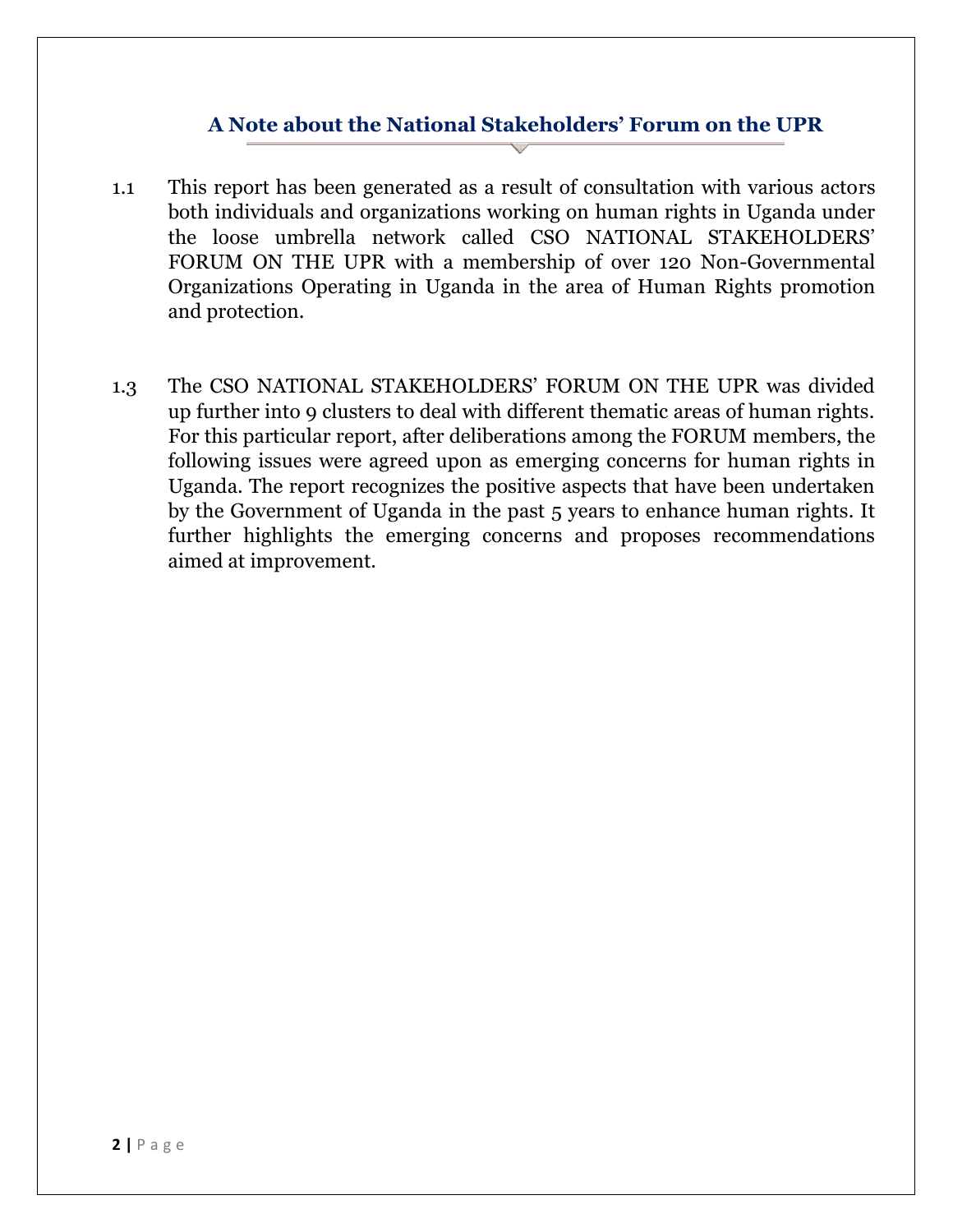## A Note about the National Stakeholders' Forum on the UPR

1.1 This report has been generated as a result of consultation with various actors both individuals and organizations working on human rights in Uganda under the loose umbrella network called CSO NATIONAL STAKEHOLDERS' FORUM ON THE UPR with a membership of over 120 Non-Governmental Organizations Operating in Uganda in the area of Human Rights promotion and protection.

1.3 The CSO NATIONAL STAKEHOLDERS' FORUM ON THE UPR was divided up further into 9 clusters to deal with different thematic areas of human rights. For this particular report, after deliberations among the FORUM members, the following issues were agreed upon as emerging concerns for human rights in Uganda. The report recognizes the positive aspects that have been undertaken by the Government of Uganda in the past 5 years to enhance human rights. It further highlights the emerging concerns and proposes recommendations aimed at improvement.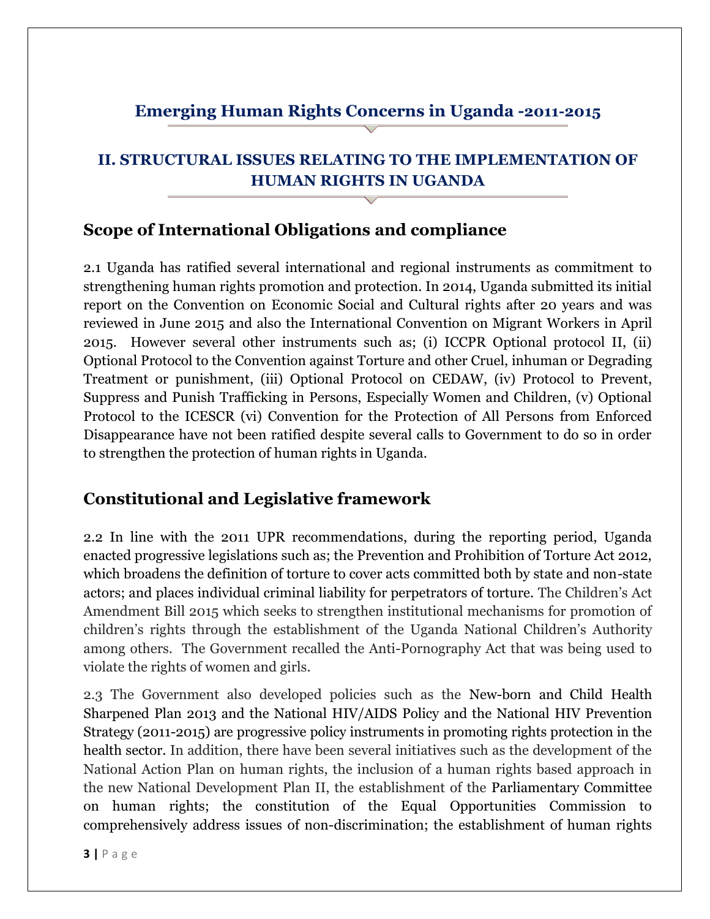## Emerging Human Rights Concerns in Uganda -2011-2015

## II. STRUCTURAL ISSUES RELATING TO THE IMPLEMENTATION OF HUMAN RIGHTS IN UGANDA

### Scope of International Obligations and compliance

2.1 Uganda has ratified several international and regional instruments as commitment to strengthening human rights promotion and protection. In 2014, Uganda submitted its initial report on the Convention on Economic Social and Cultural rights after 20 years and was reviewed in June 2015 and also the International Convention on Migrant Workers in April 2015. However several other instruments such as; (i) ICCPR Optional protocol II, (ii) Optional Protocol to the Convention against Torture and other Cruel, inhuman or Degrading Treatment or punishment, (iii) Optional Protocol on CEDAW, (iv) Protocol to Prevent, Suppress and Punish Trafficking in Persons, Especially Women and Children, (v) Optional Protocol to the ICESCR (vi) Convention for the Protection of All Persons from Enforced Disappearance have not been ratified despite several calls to Government to do so in order to strengthen the protection of human rights in Uganda.

### Constitutional and Legislative framework

2.2 In line with the 2011 UPR recommendations, during the reporting period, Uganda enacted progressive legislations such as; the Prevention and Prohibition of Torture Act 2012, which broadens the definition of torture to cover acts committed both by state and non-state actors; and places individual criminal liability for perpetrators of torture. The Children's Act Amendment Bill 2015 which seeks to strengthen institutional mechanisms for promotion of children's rights through the establishment of the Uganda National Children's Authority among others. The Government recalled the Anti-Pornography Act that was being used to violate the rights of women and girls.

2.3 The Government also developed policies such as the New-born and Child Health Sharpened Plan 2013 and the National HIV/AIDS Policy and the National HIV Prevention Strategy (2011-2015) are progressive policy instruments in promoting rights protection in the health sector. In addition, there have been several initiatives such as the development of the National Action Plan on human rights, the inclusion of a human rights based approach in the new National Development Plan II, the establishment of the Parliamentary Committee on human rights; the constitution of the Equal Opportunities Commission to comprehensively address issues of non-discrimination; the establishment of human rights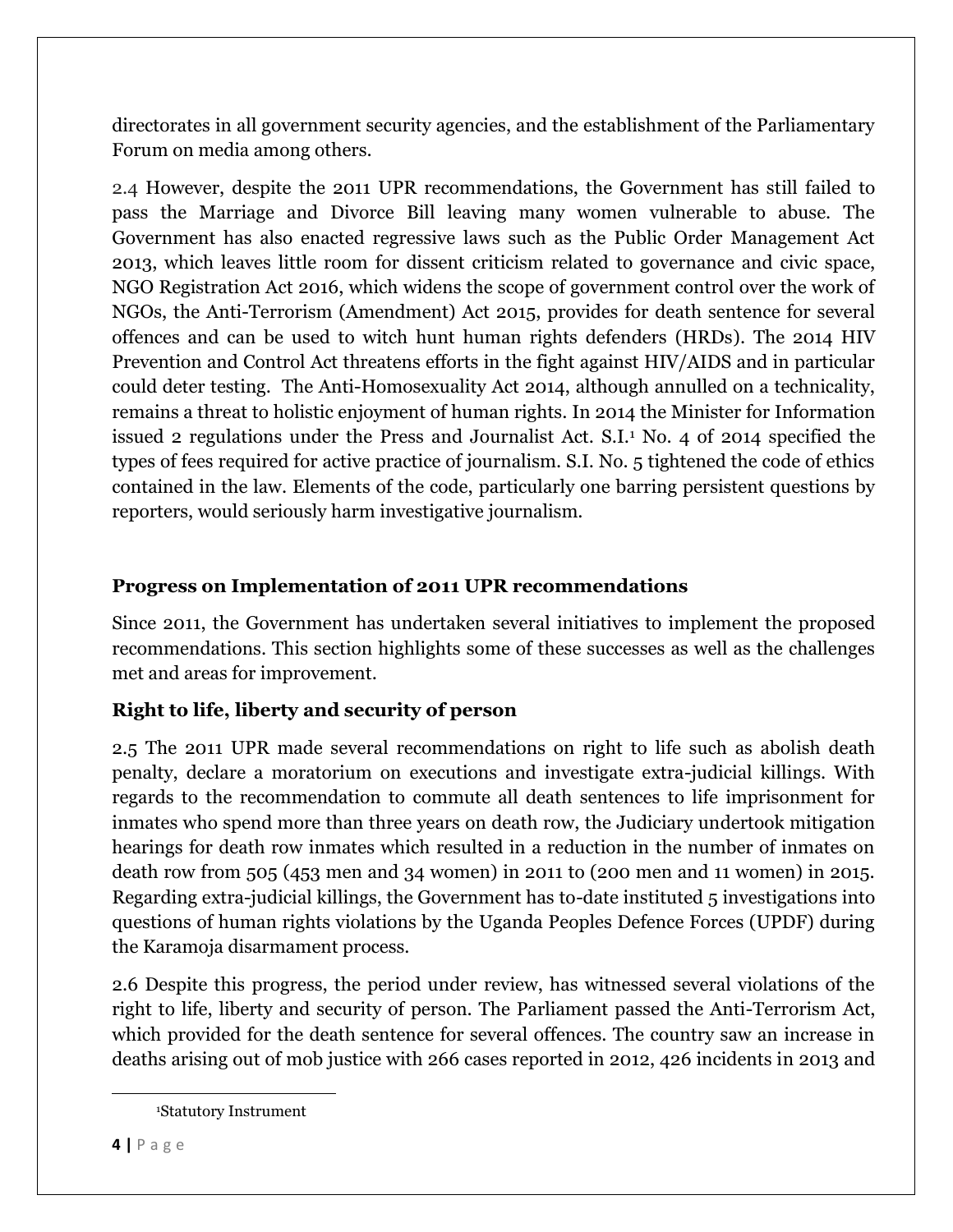directorates in all government security agencies, and the establishment of the Parliamentary Forum on media among others.

2.4 However, despite the 2011 UPR recommendations, the Government has still failed to pass the Marriage and Divorce Bill leaving many women vulnerable to abuse. The Government has also enacted regressive laws such as the Public Order Management Act 2013, which leaves little room for dissent criticism related to governance and civic space, NGO Registration Act 2016, which widens the scope of government control over the work of NGOs, the Anti-Terrorism (Amendment) Act 2015, provides for death sentence for several offences and can be used to witch hunt human rights defenders (HRDs). The 2014 HIV Prevention and Control Act threatens efforts in the fight against HIV/AIDS and in particular could deter testing. The Anti-Homosexuality Act 2014, although annulled on a technicality, remains a threat to holistic enjoyment of human rights. In 2014 the Minister for Information issued 2 regulations under the Press and Journalist Act. S.I.[1] No. 4 of 2014 specified the types of fees required for active practice of journalism. S.I. No. 5 tightened the code of ethics contained in the law. Elements of the code, particularly one barring persistent questions by reporters, would seriously harm investigative journalism.

## Progress on Implementation of 2011 UPR recommendations

Since 2011, the Government has undertaken several initiatives to implement the proposed recommendations. This section highlights some of these successes as well as the challenges met and areas for improvement.

### Right to life, liberty and security of person

2.5 The 2011 UPR made several recommendations on right to life such as abolish death penalty, declare a moratorium on executions and investigate extra-judicial killings. With regards to the recommendation to commute all death sentences to life imprisonment for inmates who spend more than three years on death row, the Judiciary undertook mitigation hearings for death row inmates which resulted in a reduction in the number of inmates on death row from 505 (453 men and 34 women) in 2011 to (200 men and 11 women) in 2015. Regarding extra-judicial killings, the Government has to-date instituted 5 investigations into questions of human rights violations by the Uganda Peoples Defence Forces (UPDF) during the Karamoja disarmament process.

2.6 Despite this progress, the period under review, has witnessed several violations of the right to life, liberty and security of person. The Parliament passed the Anti-Terrorism Act, which provided for the death sentence for several offences. The country saw an increase in deaths arising out of mob justice with 266 cases reported in 2012, 426 incidents in 2013 and

[1] Statutory Instrument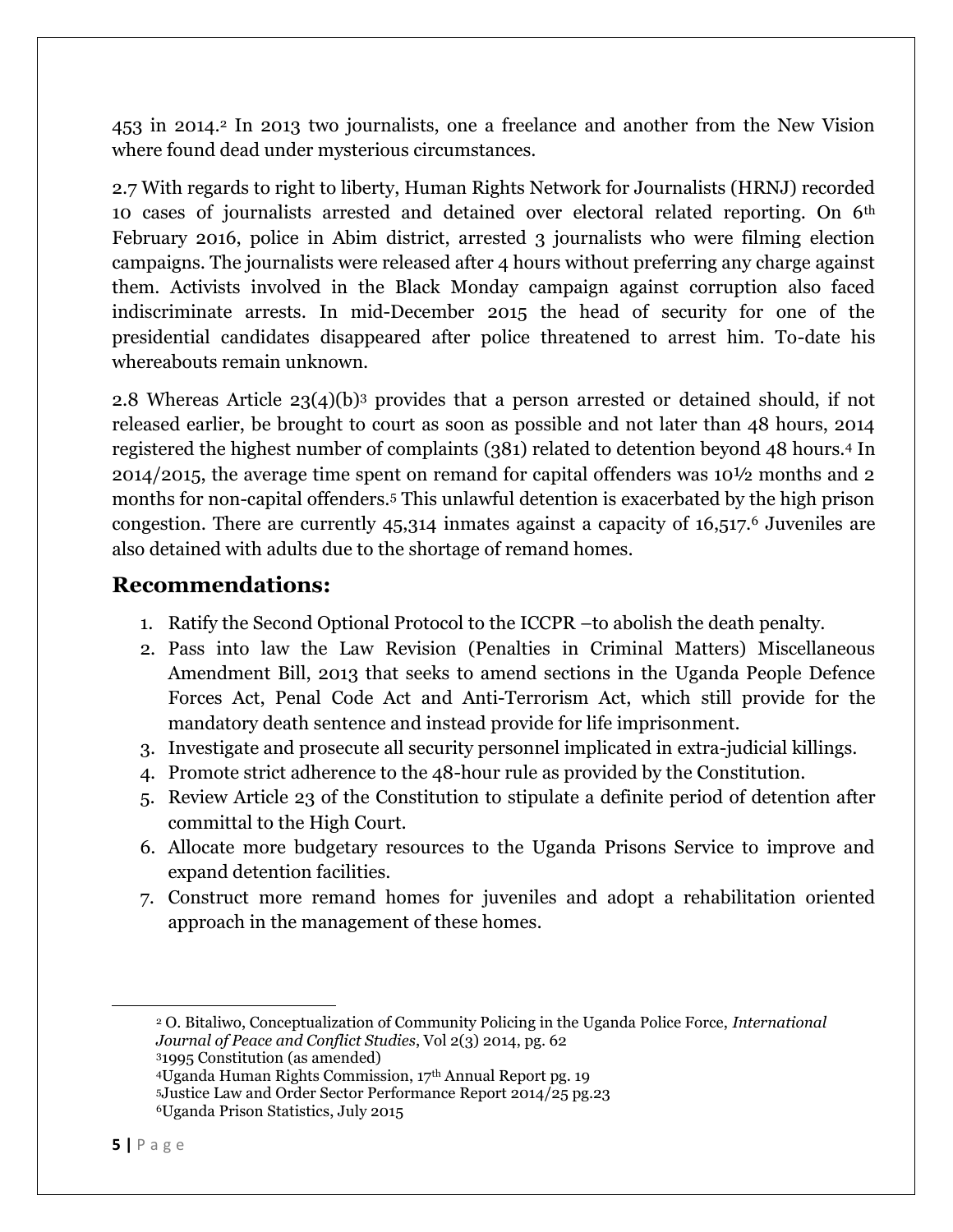453 in 2014.[2] In 2013 two journalists, one a freelance and another from the New Vision where found dead under mysterious circumstances.

2.7 With regards to right to liberty, Human Rights Network for Journalists (HRNJ) recorded 10 cases of journalists arrested and detained over electoral related reporting. On 6th February 2016, police in Abim district, arrested 3 journalists who were filming election campaigns. The journalists were released after 4 hours without preferring any charge against them. Activists involved in the Black Monday campaign against corruption also faced indiscriminate arrests. In mid-December 2015 the head of security for one of the presidential candidates disappeared after police threatened to arrest him. To-date his whereabouts remain unknown.

2.8 Whereas Article 23(4)(b)[3] provides that a person arrested or detained should, if not released earlier, be brought to court as soon as possible and not later than 48 hours, 2014 registered the highest number of complaints (381) related to detention beyond 48 hours.[4] In 2014/2015, the average time spent on remand for capital offenders was 10½ months and 2 months for non-capital offenders.[5] This unlawful detention is exacerbated by the high prison congestion. There are currently 45,314 inmates against a capacity of 16,517.[6] Juveniles are also detained with adults due to the shortage of remand homes.

## Recommendations:

1. Ratify the Second Optional Protocol to the ICCPR –to abolish the death penalty.
2. Pass into law the Law Revision (Penalties in Criminal Matters) Miscellaneous Amendment Bill, 2013 that seeks to amend sections in the Uganda People Defence Forces Act, Penal Code Act and Anti-Terrorism Act, which still provide for the mandatory death sentence and instead provide for life imprisonment.
3. Investigate and prosecute all security personnel implicated in extra-judicial killings.
4. Promote strict adherence to the 48-hour rule as provided by the Constitution.
5. Review Article 23 of the Constitution to stipulate a definite period of detention after committal to the High Court.
6. Allocate more budgetary resources to the Uganda Prisons Service to improve and expand detention facilities.
7. Construct more remand homes for juveniles and adopt a rehabilitation oriented approach in the management of these homes.

---

[2] O. Bitaliwo, Conceptualization of Community Policing in the Uganda Police Force, *International Journal of Peace and Conflict Studies*, Vol 2(3) 2014, pg. 62

[3] 1995 Constitution (as amended)

[4] Uganda Human Rights Commission, 17th Annual Report pg. 19

[5] Justice Law and Order Sector Performance Report 2014/25 pg.23

[6] Uganda Prison Statistics, July 2015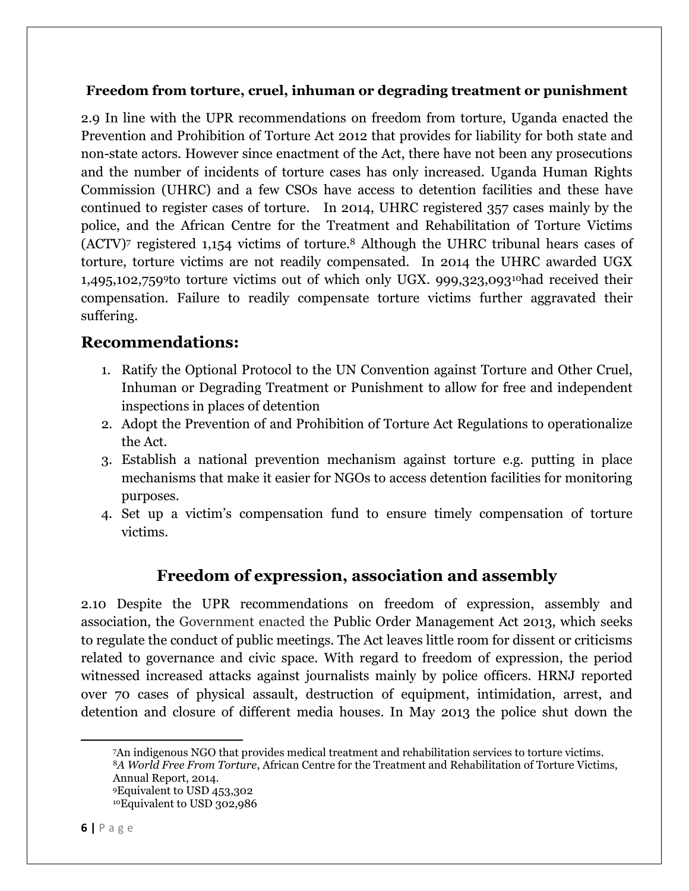**Freedom from torture, cruel, inhuman or degrading treatment or punishment**

2.9 In line with the UPR recommendations on freedom from torture, Uganda enacted the Prevention and Prohibition of Torture Act 2012 that provides for liability for both state and non-state actors. However since enactment of the Act, there have not been any prosecutions and the number of incidents of torture cases has only increased. Uganda Human Rights Commission (UHRC) and a few CSOs have access to detention facilities and these have continued to register cases of torture. In 2014, UHRC registered 357 cases mainly by the police, and the African Centre for the Treatment and Rehabilitation of Torture Victims (ACTV)[7] registered 1,154 victims of torture.[8] Although the UHRC tribunal hears cases of torture, torture victims are not readily compensated. In 2014 the UHRC awarded UGX 1,495,102,759[9]to torture victims out of which only UGX. 999,323,093[10]had received their compensation. Failure to readily compensate torture victims further aggravated their suffering.

## Recommendations:

1. Ratify the Optional Protocol to the UN Convention against Torture and Other Cruel, Inhuman or Degrading Treatment or Punishment to allow for free and independent inspections in places of detention
2. Adopt the Prevention of and Prohibition of Torture Act Regulations to operationalize the Act.
3. Establish a national prevention mechanism against torture e.g. putting in place mechanisms that make it easier for NGOs to access detention facilities for monitoring purposes.
4. Set up a victim's compensation fund to ensure timely compensation of torture victims.

## Freedom of expression, association and assembly

2.10 Despite the UPR recommendations on freedom of expression, assembly and association, the Government enacted the Public Order Management Act 2013, which seeks to regulate the conduct of public meetings. The Act leaves little room for dissent or criticisms related to governance and civic space. With regard to freedom of expression, the period witnessed increased attacks against journalists mainly by police officers. HRNJ reported over 70 cases of physical assault, destruction of equipment, intimidation, arrest, and detention and closure of different media houses. In May 2013 the police shut down the

---

[7]An indigenous NGO that provides medical treatment and rehabilitation services to torture victims.

[8]*A World Free From Torture*, African Centre for the Treatment and Rehabilitation of Torture Victims, Annual Report, 2014.

[9]Equivalent to USD 453,302

[10]Equivalent to USD 302,986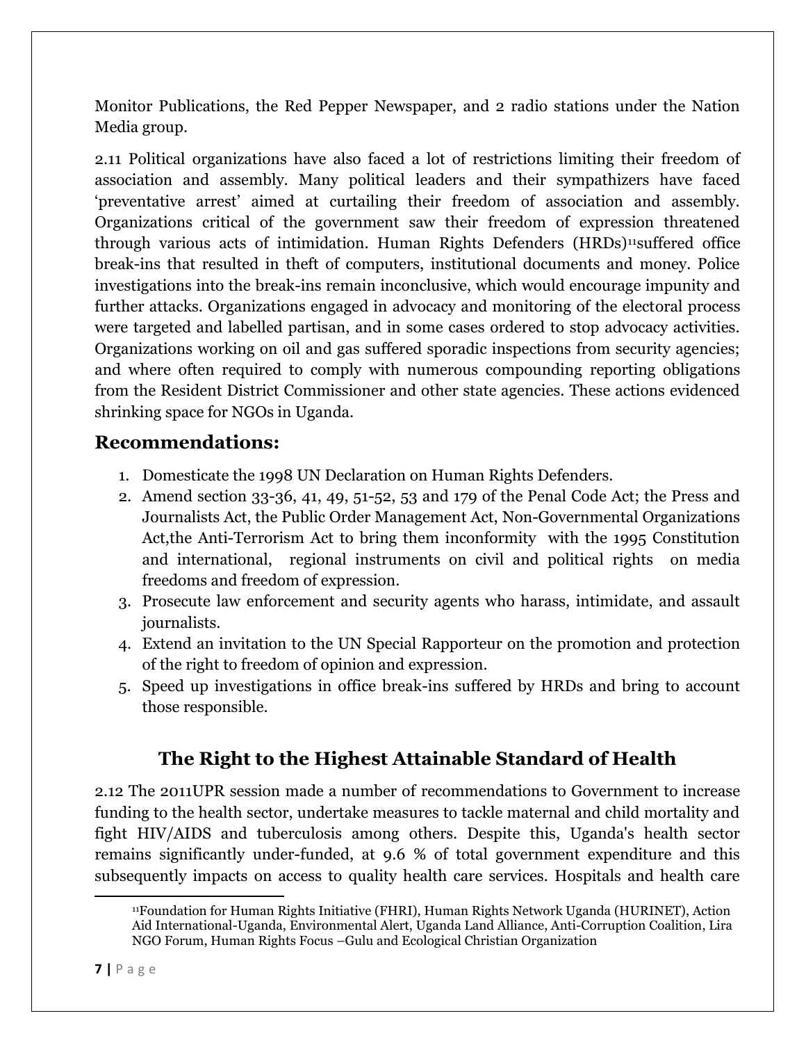Monitor Publications, the Red Pepper Newspaper, and 2 radio stations under the Nation Media group.

2.11 Political organizations have also faced a lot of restrictions limiting their freedom of association and assembly. Many political leaders and their sympathizers have faced 'preventative arrest' aimed at curtailing their freedom of association and assembly. Organizations critical of the government saw their freedom of expression threatened through various acts of intimidation. Human Rights Defenders (HRDs)[11]suffered office break-ins that resulted in theft of computers, institutional documents and money. Police investigations into the break-ins remain inconclusive, which would encourage impunity and further attacks. Organizations engaged in advocacy and monitoring of the electoral process were targeted and labelled partisan, and in some cases ordered to stop advocacy activities. Organizations working on oil and gas suffered sporadic inspections from security agencies; and where often required to comply with numerous compounding reporting obligations from the Resident District Commissioner and other state agencies. These actions evidenced shrinking space for NGOs in Uganda.

## Recommendations:

1. Domesticate the 1998 UN Declaration on Human Rights Defenders.
2. Amend section 33-36, 41, 49, 51-52, 53 and 179 of the Penal Code Act; the Press and Journalists Act, the Public Order Management Act, Non-Governmental Organizations Act,the Anti-Terrorism Act to bring them inconformity with the 1995 Constitution and international, regional instruments on civil and political rights on media freedoms and freedom of expression.
3. Prosecute law enforcement and security agents who harass, intimidate, and assault journalists.
4. Extend an invitation to the UN Special Rapporteur on the promotion and protection of the right to freedom of opinion and expression.
5. Speed up investigations in office break-ins suffered by HRDs and bring to account those responsible.

## The Right to the Highest Attainable Standard of Health

2.12 The 2011UPR session made a number of recommendations to Government to increase funding to the health sector, undertake measures to tackle maternal and child mortality and fight HIV/AIDS and tuberculosis among others. Despite this, Uganda's health sector remains significantly under-funded, at 9.6 % of total government expenditure and this subsequently impacts on access to quality health care services. Hospitals and health care

[11] Foundation for Human Rights Initiative (FHRI), Human Rights Network Uganda (HURINET), Action Aid International-Uganda, Environmental Alert, Uganda Land Alliance, Anti-Corruption Coalition, Lira NGO Forum, Human Rights Focus –Gulu and Ecological Christian Organization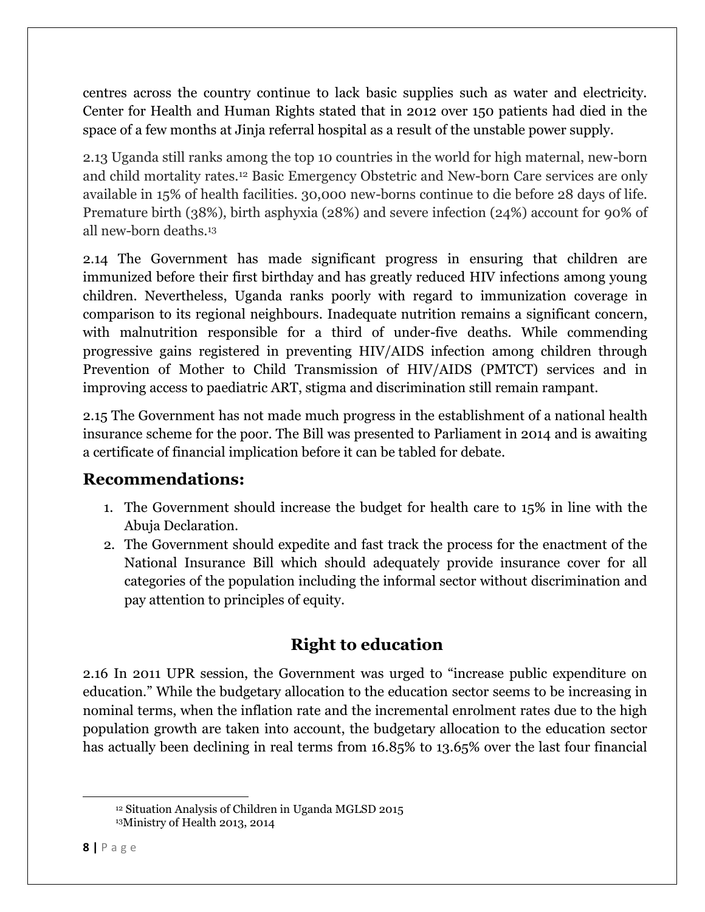centres across the country continue to lack basic supplies such as water and electricity. Center for Health and Human Rights stated that in 2012 over 150 patients had died in the space of a few months at Jinja referral hospital as a result of the unstable power supply.

2.13 Uganda still ranks among the top 10 countries in the world for high maternal, new-born and child mortality rates.[12] Basic Emergency Obstetric and New-born Care services are only available in 15% of health facilities. 30,000 new-borns continue to die before 28 days of life. Premature birth (38%), birth asphyxia (28%) and severe infection (24%) account for 90% of all new-born deaths.[13]

2.14 The Government has made significant progress in ensuring that children are immunized before their first birthday and has greatly reduced HIV infections among young children. Nevertheless, Uganda ranks poorly with regard to immunization coverage in comparison to its regional neighbours. Inadequate nutrition remains a significant concern, with malnutrition responsible for a third of under-five deaths. While commending progressive gains registered in preventing HIV/AIDS infection among children through Prevention of Mother to Child Transmission of HIV/AIDS (PMTCT) services and in improving access to paediatric ART, stigma and discrimination still remain rampant.

2.15 The Government has not made much progress in the establishment of a national health insurance scheme for the poor. The Bill was presented to Parliament in 2014 and is awaiting a certificate of financial implication before it can be tabled for debate.

## Recommendations:

1. The Government should increase the budget for health care to 15% in line with the Abuja Declaration.
2. The Government should expedite and fast track the process for the enactment of the National Insurance Bill which should adequately provide insurance cover for all categories of the population including the informal sector without discrimination and pay attention to principles of equity.

## Right to education

2.16 In 2011 UPR session, the Government was urged to "increase public expenditure on education." While the budgetary allocation to the education sector seems to be increasing in nominal terms, when the inflation rate and the incremental enrolment rates due to the high population growth are taken into account, the budgetary allocation to the education sector has actually been declining in real terms from 16.85% to 13.65% over the last four financial

[12] Situation Analysis of Children in Uganda MGLSD 2015

[13] Ministry of Health 2013, 2014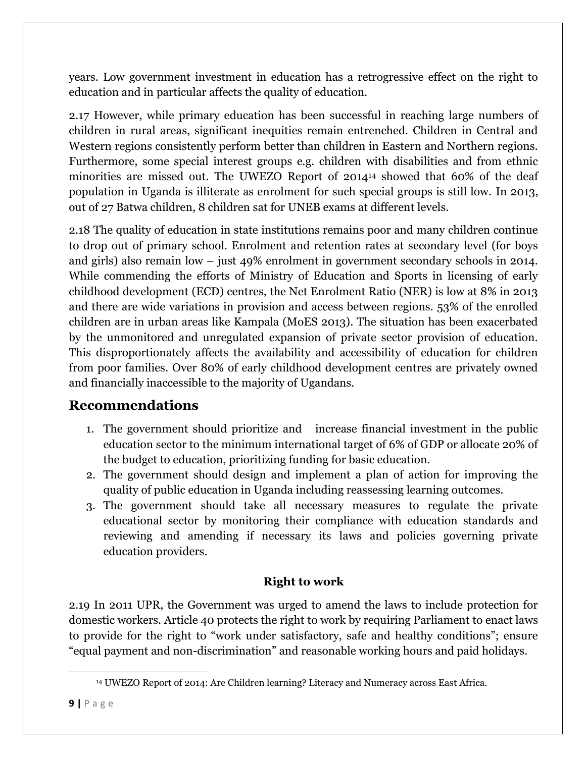years. Low government investment in education has a retrogressive effect on the right to education and in particular affects the quality of education.

2.17 However, while primary education has been successful in reaching large numbers of children in rural areas, significant inequities remain entrenched. Children in Central and Western regions consistently perform better than children in Eastern and Northern regions. Furthermore, some special interest groups e.g. children with disabilities and from ethnic minorities are missed out. The UWEZO Report of 2014[14] showed that 60% of the deaf population in Uganda is illiterate as enrolment for such special groups is still low. In 2013, out of 27 Batwa children, 8 children sat for UNEB exams at different levels.

2.18 The quality of education in state institutions remains poor and many children continue to drop out of primary school. Enrolment and retention rates at secondary level (for boys and girls) also remain low – just 49% enrolment in government secondary schools in 2014. While commending the efforts of Ministry of Education and Sports in licensing of early childhood development (ECD) centres, the Net Enrolment Ratio (NER) is low at 8% in 2013 and there are wide variations in provision and access between regions. 53% of the enrolled children are in urban areas like Kampala (MoES 2013). The situation has been exacerbated by the unmonitored and unregulated expansion of private sector provision of education. This disproportionately affects the availability and accessibility of education for children from poor families. Over 80% of early childhood development centres are privately owned and financially inaccessible to the majority of Ugandans.

## Recommendations

1. The government should prioritize and increase financial investment in the public education sector to the minimum international target of 6% of GDP or allocate 20% of the budget to education, prioritizing funding for basic education.
2. The government should design and implement a plan of action for improving the quality of public education in Uganda including reassessing learning outcomes.
3. The government should take all necessary measures to regulate the private educational sector by monitoring their compliance with education standards and reviewing and amending if necessary its laws and policies governing private education providers.

### Right to work

2.19 In 2011 UPR, the Government was urged to amend the laws to include protection for domestic workers. Article 40 protects the right to work by requiring Parliament to enact laws to provide for the right to "work under satisfactory, safe and healthy conditions"; ensure "equal payment and non-discrimination" and reasonable working hours and paid holidays.

[14] UWEZO Report of 2014: Are Children learning? Literacy and Numeracy across East Africa.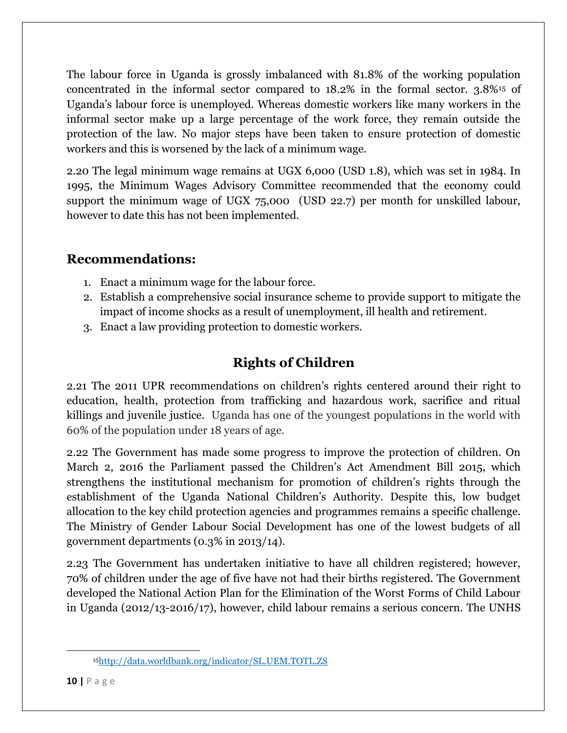The labour force in Uganda is grossly imbalanced with 81.8% of the working population concentrated in the informal sector compared to 18.2% in the formal sector. 3.8%[15] of Uganda's labour force is unemployed. Whereas domestic workers like many workers in the informal sector make up a large percentage of the work force, they remain outside the protection of the law. No major steps have been taken to ensure protection of domestic workers and this is worsened by the lack of a minimum wage.

2.20 The legal minimum wage remains at UGX 6,000 (USD 1.8), which was set in 1984. In 1995, the Minimum Wages Advisory Committee recommended that the economy could support the minimum wage of UGX 75,000 (USD 22.7) per month for unskilled labour, however to date this has not been implemented.

## Recommendations:

1. Enact a minimum wage for the labour force.
2. Establish a comprehensive social insurance scheme to provide support to mitigate the impact of income shocks as a result of unemployment, ill health and retirement.
3. Enact a law providing protection to domestic workers.

## Rights of Children

2.21 The 2011 UPR recommendations on children's rights centered around their right to education, health, protection from trafficking and hazardous work, sacrifice and ritual killings and juvenile justice. Uganda has one of the youngest populations in the world with 60% of the population under 18 years of age.

2.22 The Government has made some progress to improve the protection of children. On March 2, 2016 the Parliament passed the Children's Act Amendment Bill 2015, which strengthens the institutional mechanism for promotion of children's rights through the establishment of the Uganda National Children's Authority. Despite this, low budget allocation to the key child protection agencies and programmes remains a specific challenge. The Ministry of Gender Labour Social Development has one of the lowest budgets of all government departments (0.3% in 2013/14).

2.23 The Government has undertaken initiative to have all children registered; however, 70% of children under the age of five have not had their births registered. The Government developed the National Action Plan for the Elimination of the Worst Forms of Child Labour in Uganda (2012/13-2016/17), however, child labour remains a serious concern. The UNHS

[15] http://data.worldbank.org/indicator/SL.UEM.TOTL.ZS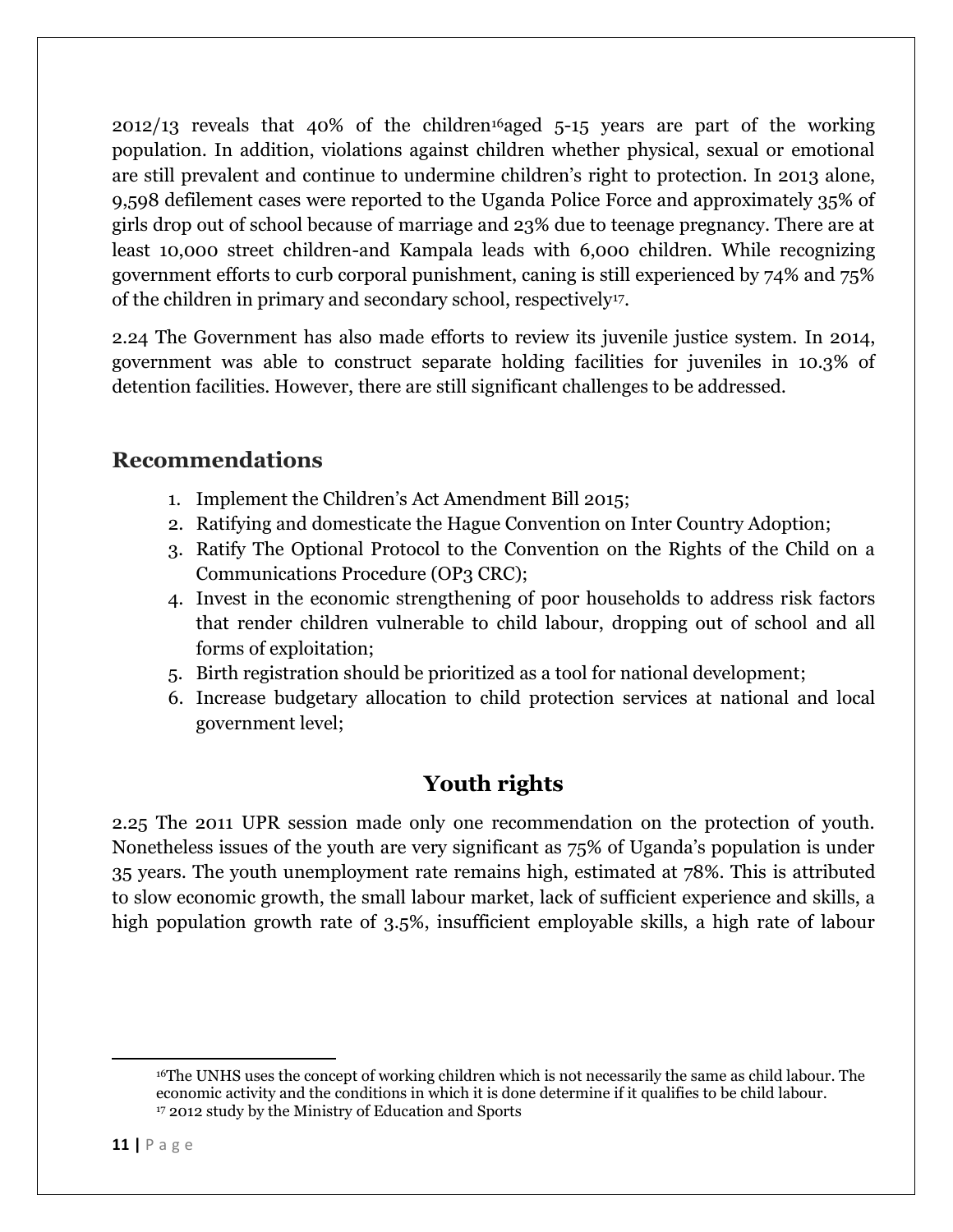2012/13 reveals that 40% of the children[16]aged 5-15 years are part of the working population. In addition, violations against children whether physical, sexual or emotional are still prevalent and continue to undermine children's right to protection. In 2013 alone, 9,598 defilement cases were reported to the Uganda Police Force and approximately 35% of girls drop out of school because of marriage and 23% due to teenage pregnancy. There are at least 10,000 street children-and Kampala leads with 6,000 children. While recognizing government efforts to curb corporal punishment, caning is still experienced by 74% and 75% of the children in primary and secondary school, respectively[17].

2.24 The Government has also made efforts to review its juvenile justice system. In 2014, government was able to construct separate holding facilities for juveniles in 10.3% of detention facilities. However, there are still significant challenges to be addressed.

## Recommendations

1. Implement the Children's Act Amendment Bill 2015;
2. Ratifying and domesticate the Hague Convention on Inter Country Adoption;
3. Ratify The Optional Protocol to the Convention on the Rights of the Child on a Communications Procedure (OP3 CRC);
4. Invest in the economic strengthening of poor households to address risk factors that render children vulnerable to child labour, dropping out of school and all forms of exploitation;
5. Birth registration should be prioritized as a tool for national development;
6. Increase budgetary allocation to child protection services at national and local government level;

## Youth rights

2.25 The 2011 UPR session made only one recommendation on the protection of youth. Nonetheless issues of the youth are very significant as 75% of Uganda's population is under 35 years. The youth unemployment rate remains high, estimated at 78%. This is attributed to slow economic growth, the small labour market, lack of sufficient experience and skills, a high population growth rate of 3.5%, insufficient employable skills, a high rate of labour

---

[16]The UNHS uses the concept of working children which is not necessarily the same as child labour. The economic activity and the conditions in which it is done determine if it qualifies to be child labour.

[17] 2012 study by the Ministry of Education and Sports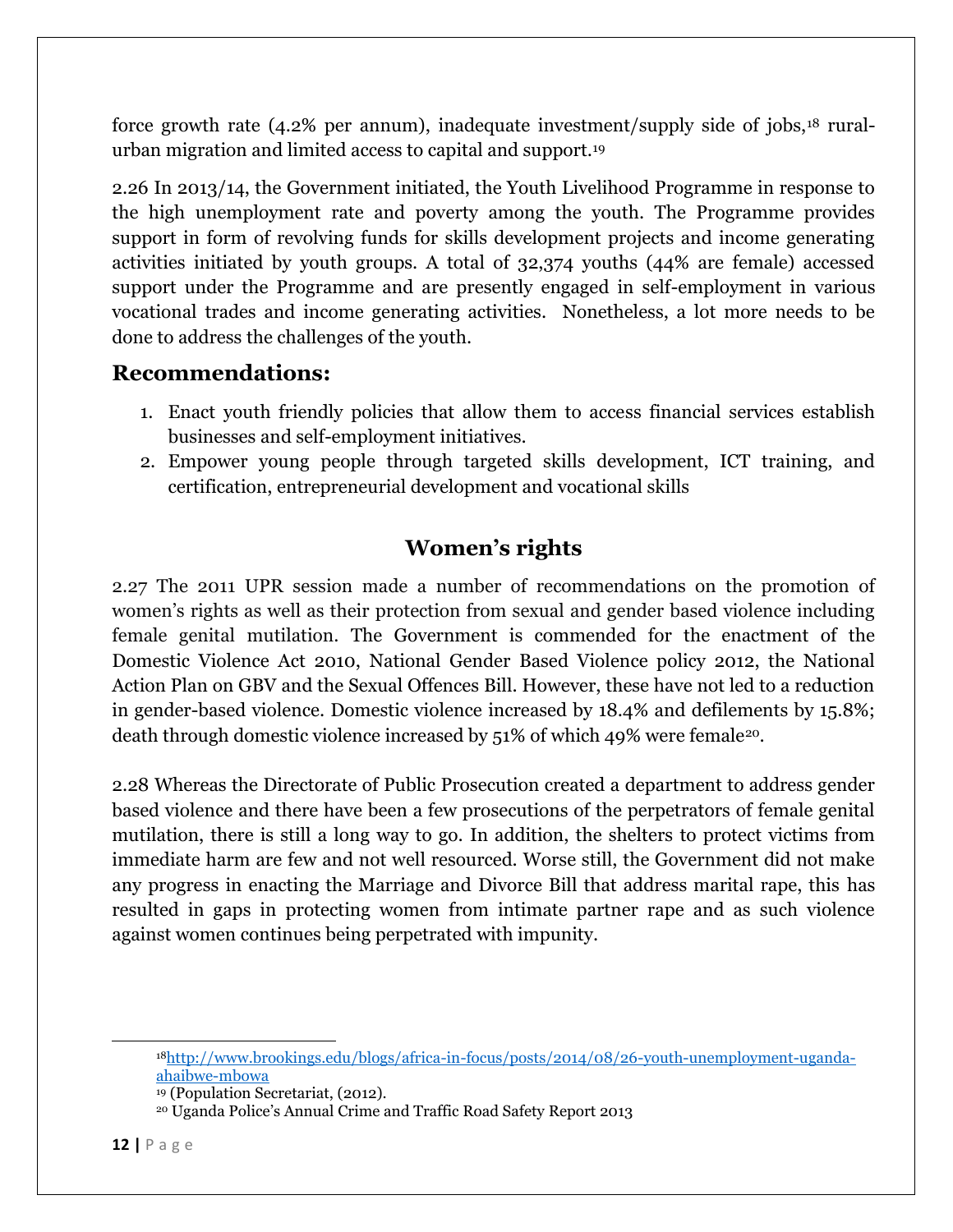force growth rate (4.2% per annum), inadequate investment/supply side of jobs,[18] rural-urban migration and limited access to capital and support.[19]

2.26 In 2013/14, the Government initiated, the Youth Livelihood Programme in response to the high unemployment rate and poverty among the youth. The Programme provides support in form of revolving funds for skills development projects and income generating activities initiated by youth groups. A total of 32,374 youths (44% are female) accessed support under the Programme and are presently engaged in self-employment in various vocational trades and income generating activities. Nonetheless, a lot more needs to be done to address the challenges of the youth.

## Recommendations:

1. Enact youth friendly policies that allow them to access financial services establish businesses and self-employment initiatives.
2. Empower young people through targeted skills development, ICT training, and certification, entrepreneurial development and vocational skills

## Women's rights

2.27 The 2011 UPR session made a number of recommendations on the promotion of women's rights as well as their protection from sexual and gender based violence including female genital mutilation. The Government is commended for the enactment of the Domestic Violence Act 2010, National Gender Based Violence policy 2012, the National Action Plan on GBV and the Sexual Offences Bill. However, these have not led to a reduction in gender-based violence. Domestic violence increased by 18.4% and defilements by 15.8%; death through domestic violence increased by 51% of which 49% were female[20].

2.28 Whereas the Directorate of Public Prosecution created a department to address gender based violence and there have been a few prosecutions of the perpetrators of female genital mutilation, there is still a long way to go. In addition, the shelters to protect victims from immediate harm are few and not well resourced. Worse still, the Government did not make any progress in enacting the Marriage and Divorce Bill that address marital rape, this has resulted in gaps in protecting women from intimate partner rape and as such violence against women continues being perpetrated with impunity.

---

[18] http://www.brookings.edu/blogs/africa-in-focus/posts/2014/08/26-youth-unemployment-uganda-ahaibwe-mbowa

[19] (Population Secretariat, (2012).

[20] Uganda Police's Annual Crime and Traffic Road Safety Report 2013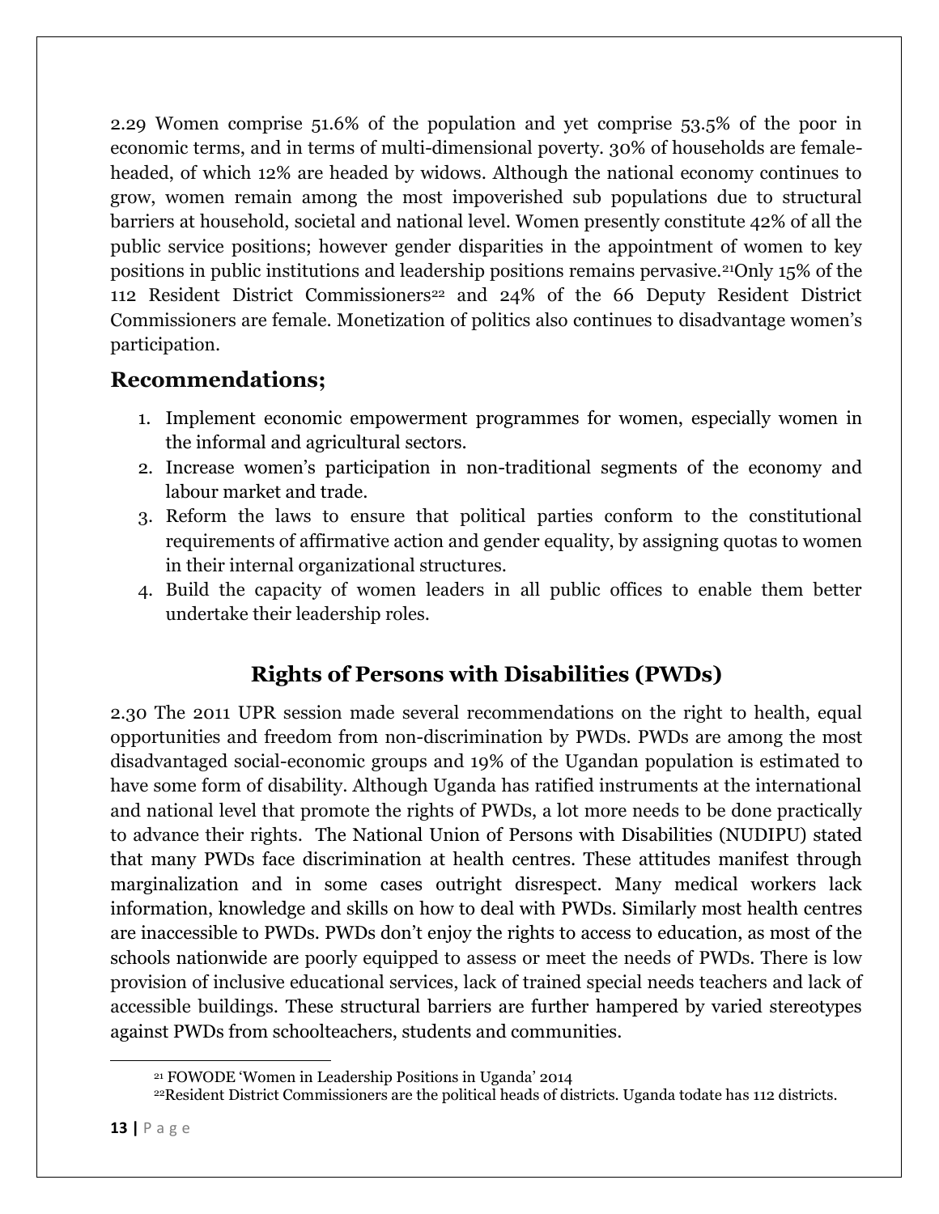2.29 Women comprise 51.6% of the population and yet comprise 53.5% of the poor in economic terms, and in terms of multi-dimensional poverty. 30% of households are female-headed, of which 12% are headed by widows. Although the national economy continues to grow, women remain among the most impoverished sub populations due to structural barriers at household, societal and national level. Women presently constitute 42% of all the public service positions; however gender disparities in the appointment of women to key positions in public institutions and leadership positions remains pervasive.[21]Only 15% of the 112 Resident District Commissioners[22] and 24% of the 66 Deputy Resident District Commissioners are female. Monetization of politics also continues to disadvantage women's participation.

## Recommendations;

1. Implement economic empowerment programmes for women, especially women in the informal and agricultural sectors.
2. Increase women's participation in non-traditional segments of the economy and labour market and trade.
3. Reform the laws to ensure that political parties conform to the constitutional requirements of affirmative action and gender equality, by assigning quotas to women in their internal organizational structures.
4. Build the capacity of women leaders in all public offices to enable them better undertake their leadership roles.

## Rights of Persons with Disabilities (PWDs)

2.30 The 2011 UPR session made several recommendations on the right to health, equal opportunities and freedom from non-discrimination by PWDs. PWDs are among the most disadvantaged social-economic groups and 19% of the Ugandan population is estimated to have some form of disability. Although Uganda has ratified instruments at the international and national level that promote the rights of PWDs, a lot more needs to be done practically to advance their rights. The National Union of Persons with Disabilities (NUDIPU) stated that many PWDs face discrimination at health centres. These attitudes manifest through marginalization and in some cases outright disrespect. Many medical workers lack information, knowledge and skills on how to deal with PWDs. Similarly most health centres are inaccessible to PWDs. PWDs don't enjoy the rights to access to education, as most of the schools nationwide are poorly equipped to assess or meet the needs of PWDs. There is low provision of inclusive educational services, lack of trained special needs teachers and lack of accessible buildings. These structural barriers are further hampered by varied stereotypes against PWDs from schoolteachers, students and communities.

---

[21] FOWODE 'Women in Leadership Positions in Uganda' 2014

[22]Resident District Commissioners are the political heads of districts. Uganda todate has 112 districts.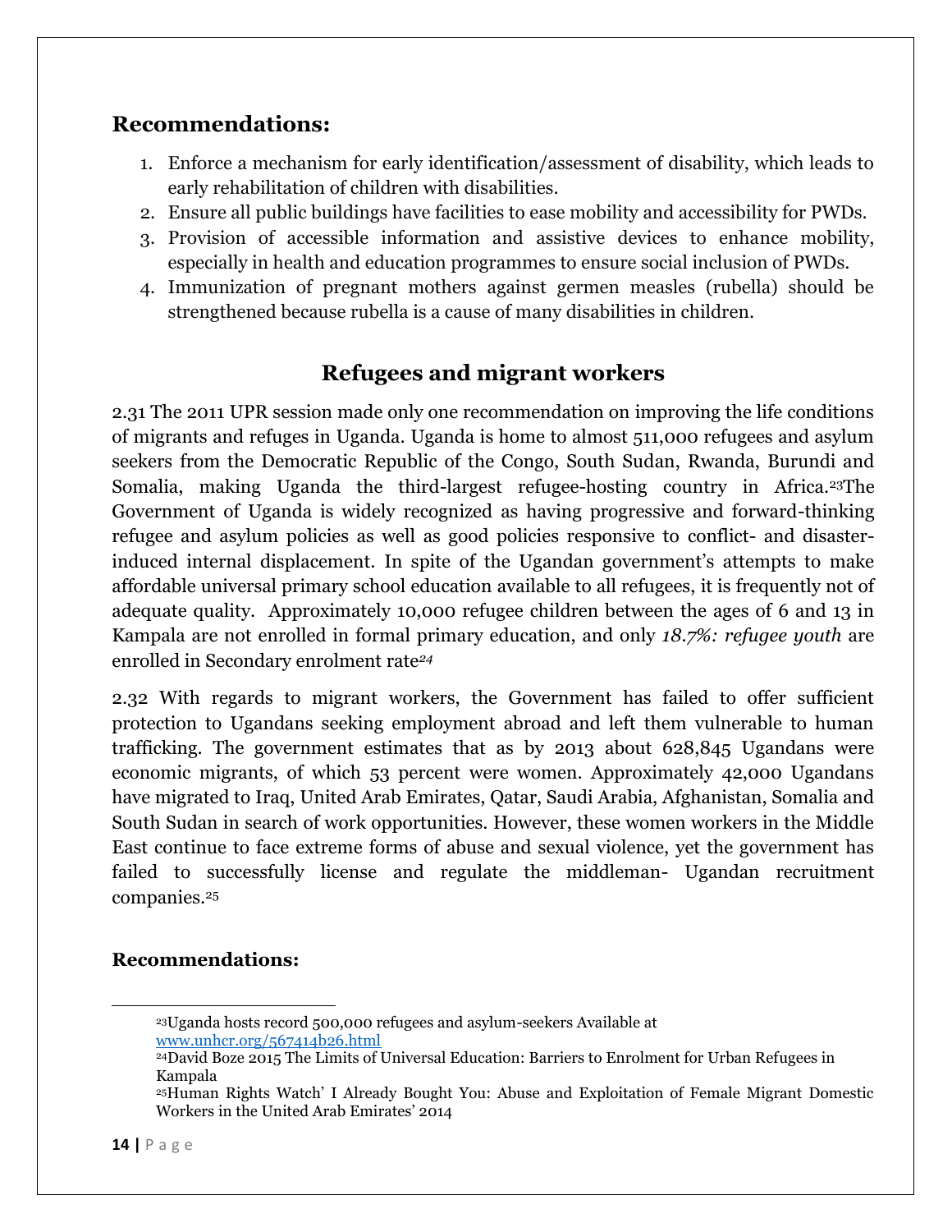## Recommendations:

1. Enforce a mechanism for early identification/assessment of disability, which leads to early rehabilitation of children with disabilities.
2. Ensure all public buildings have facilities to ease mobility and accessibility for PWDs.
3. Provision of accessible information and assistive devices to enhance mobility, especially in health and education programmes to ensure social inclusion of PWDs.
4. Immunization of pregnant mothers against germen measles (rubella) should be strengthened because rubella is a cause of many disabilities in children.

## Refugees and migrant workers

2.31 The 2011 UPR session made only one recommendation on improving the life conditions of migrants and refuges in Uganda. Uganda is home to almost 511,000 refugees and asylum seekers from the Democratic Republic of the Congo, South Sudan, Rwanda, Burundi and Somalia, making Uganda the third-largest refugee-hosting country in Africa.[23]The Government of Uganda is widely recognized as having progressive and forward-thinking refugee and asylum policies as well as good policies responsive to conflict- and disaster-induced internal displacement. In spite of the Ugandan government's attempts to make affordable universal primary school education available to all refugees, it is frequently not of adequate quality. Approximately 10,000 refugee children between the ages of 6 and 13 in Kampala are not enrolled in formal primary education, and only *18.7%: refugee youth* are enrolled in Secondary enrolment rate[24]

2.32 With regards to migrant workers, the Government has failed to offer sufficient protection to Ugandans seeking employment abroad and left them vulnerable to human trafficking. The government estimates that as by 2013 about 628,845 Ugandans were economic migrants, of which 53 percent were women. Approximately 42,000 Ugandans have migrated to Iraq, United Arab Emirates, Qatar, Saudi Arabia, Afghanistan, Somalia and South Sudan in search of work opportunities. However, these women workers in the Middle East continue to face extreme forms of abuse and sexual violence, yet the government has failed to successfully license and regulate the middleman- Ugandan recruitment companies.[25]

## Recommendations:

---

[23]Uganda hosts record 500,000 refugees and asylum-seekers Available at www.unhcr.org/567414b26.html

[24]David Boze 2015 The Limits of Universal Education: Barriers to Enrolment for Urban Refugees in Kampala

[25]Human Rights Watch' I Already Bought You: Abuse and Exploitation of Female Migrant Domestic Workers in the United Arab Emirates' 2014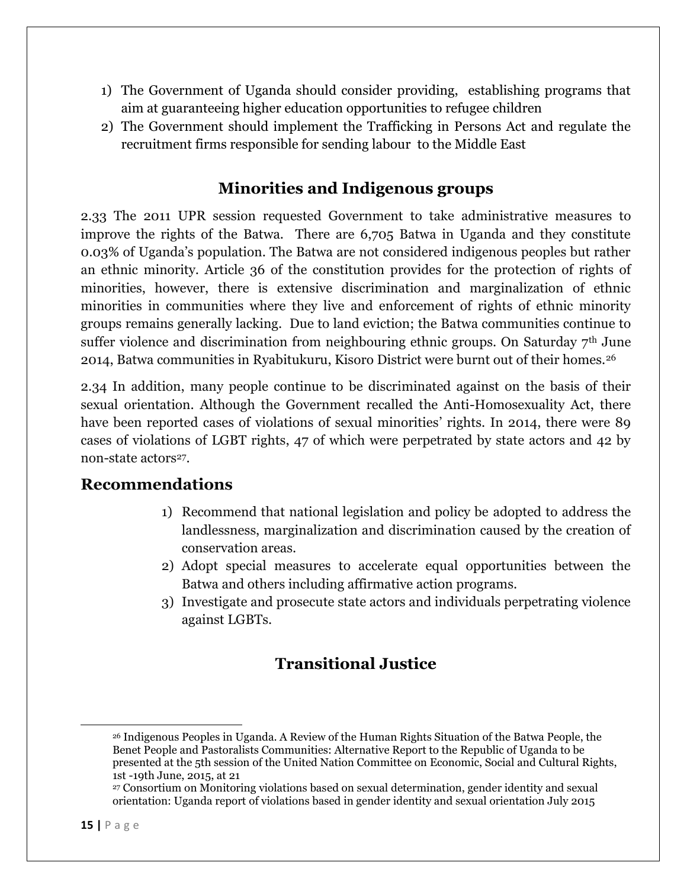1) The Government of Uganda should consider providing, establishing programs that aim at guaranteeing higher education opportunities to refugee children
2) The Government should implement the Trafficking in Persons Act and regulate the recruitment firms responsible for sending labour to the Middle East

## Minorities and Indigenous groups

2.33 The 2011 UPR session requested Government to take administrative measures to improve the rights of the Batwa. There are 6,705 Batwa in Uganda and they constitute 0.03% of Uganda's population. The Batwa are not considered indigenous peoples but rather an ethnic minority. Article 36 of the constitution provides for the protection of rights of minorities, however, there is extensive discrimination and marginalization of ethnic minorities in communities where they live and enforcement of rights of ethnic minority groups remains generally lacking. Due to land eviction; the Batwa communities continue to suffer violence and discrimination from neighbouring ethnic groups. On Saturday 7th June 2014, Batwa communities in Ryabitukuru, Kisoro District were burnt out of their homes.[26]

2.34 In addition, many people continue to be discriminated against on the basis of their sexual orientation. Although the Government recalled the Anti-Homosexuality Act, there have been reported cases of violations of sexual minorities' rights. In 2014, there were 89 cases of violations of LGBT rights, 47 of which were perpetrated by state actors and 42 by non-state actors[27].

## Recommendations

1) Recommend that national legislation and policy be adopted to address the landlessness, marginalization and discrimination caused by the creation of conservation areas.
2) Adopt special measures to accelerate equal opportunities between the Batwa and others including affirmative action programs.
3) Investigate and prosecute state actors and individuals perpetrating violence against LGBTs.

## Transitional Justice

[26] Indigenous Peoples in Uganda. A Review of the Human Rights Situation of the Batwa People, the Benet People and Pastoralists Communities: Alternative Report to the Republic of Uganda to be presented at the 5th session of the United Nation Committee on Economic, Social and Cultural Rights, 1st -19th June, 2015, at 21

[27] Consortium on Monitoring violations based on sexual determination, gender identity and sexual orientation: Uganda report of violations based in gender identity and sexual orientation July 2015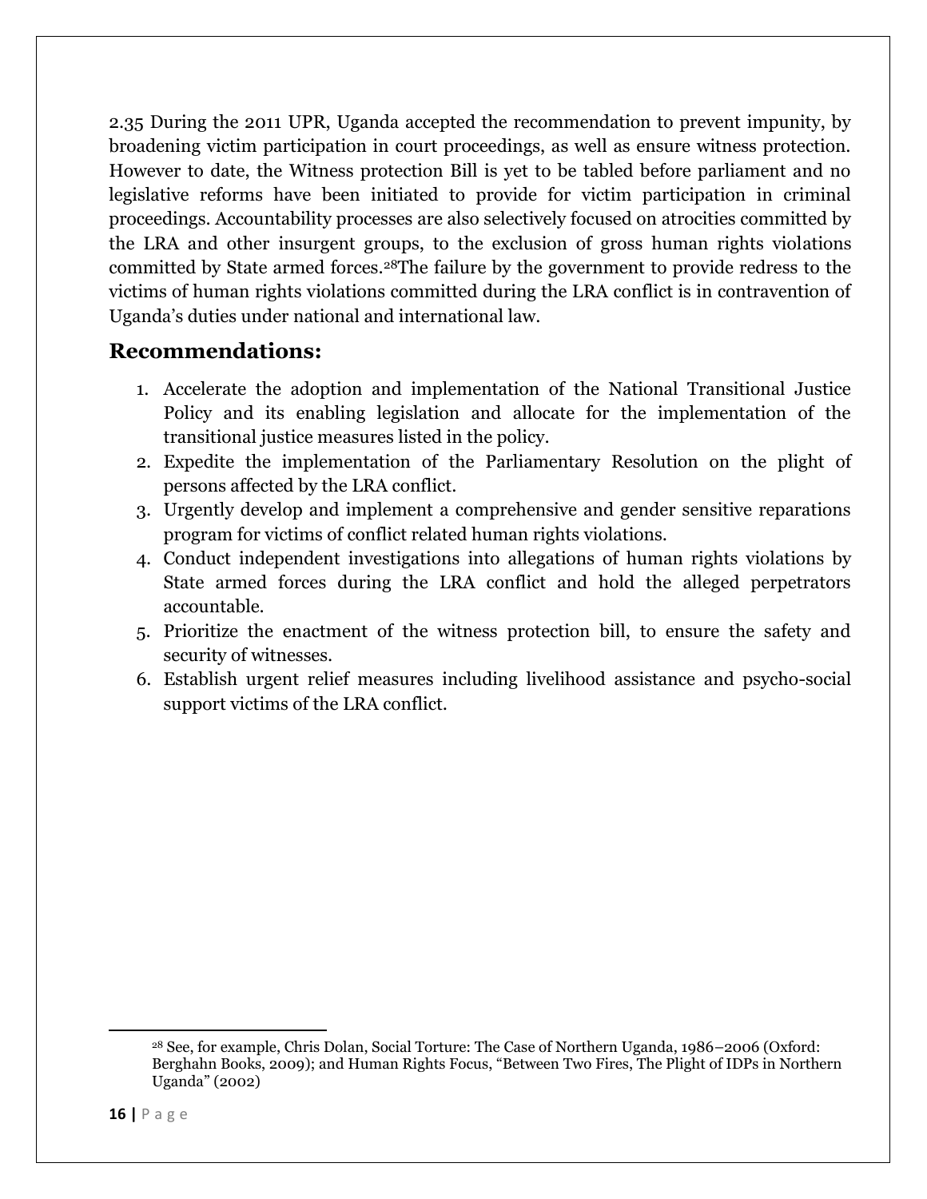2.35 During the 2011 UPR, Uganda accepted the recommendation to prevent impunity, by broadening victim participation in court proceedings, as well as ensure witness protection. However to date, the Witness protection Bill is yet to be tabled before parliament and no legislative reforms have been initiated to provide for victim participation in criminal proceedings. Accountability processes are also selectively focused on atrocities committed by the LRA and other insurgent groups, to the exclusion of gross human rights violations committed by State armed forces.[28]The failure by the government to provide redress to the victims of human rights violations committed during the LRA conflict is in contravention of Uganda's duties under national and international law.

## Recommendations:

1. Accelerate the adoption and implementation of the National Transitional Justice Policy and its enabling legislation and allocate for the implementation of the transitional justice measures listed in the policy.
2. Expedite the implementation of the Parliamentary Resolution on the plight of persons affected by the LRA conflict.
3. Urgently develop and implement a comprehensive and gender sensitive reparations program for victims of conflict related human rights violations.
4. Conduct independent investigations into allegations of human rights violations by State armed forces during the LRA conflict and hold the alleged perpetrators accountable.
5. Prioritize the enactment of the witness protection bill, to ensure the safety and security of witnesses.
6. Establish urgent relief measures including livelihood assistance and psycho-social support victims of the LRA conflict.

---

[28] See, for example, Chris Dolan, Social Torture: The Case of Northern Uganda, 1986–2006 (Oxford: Berghahn Books, 2009); and Human Rights Focus, "Between Two Fires, The Plight of IDPs in Northern Uganda" (2002)